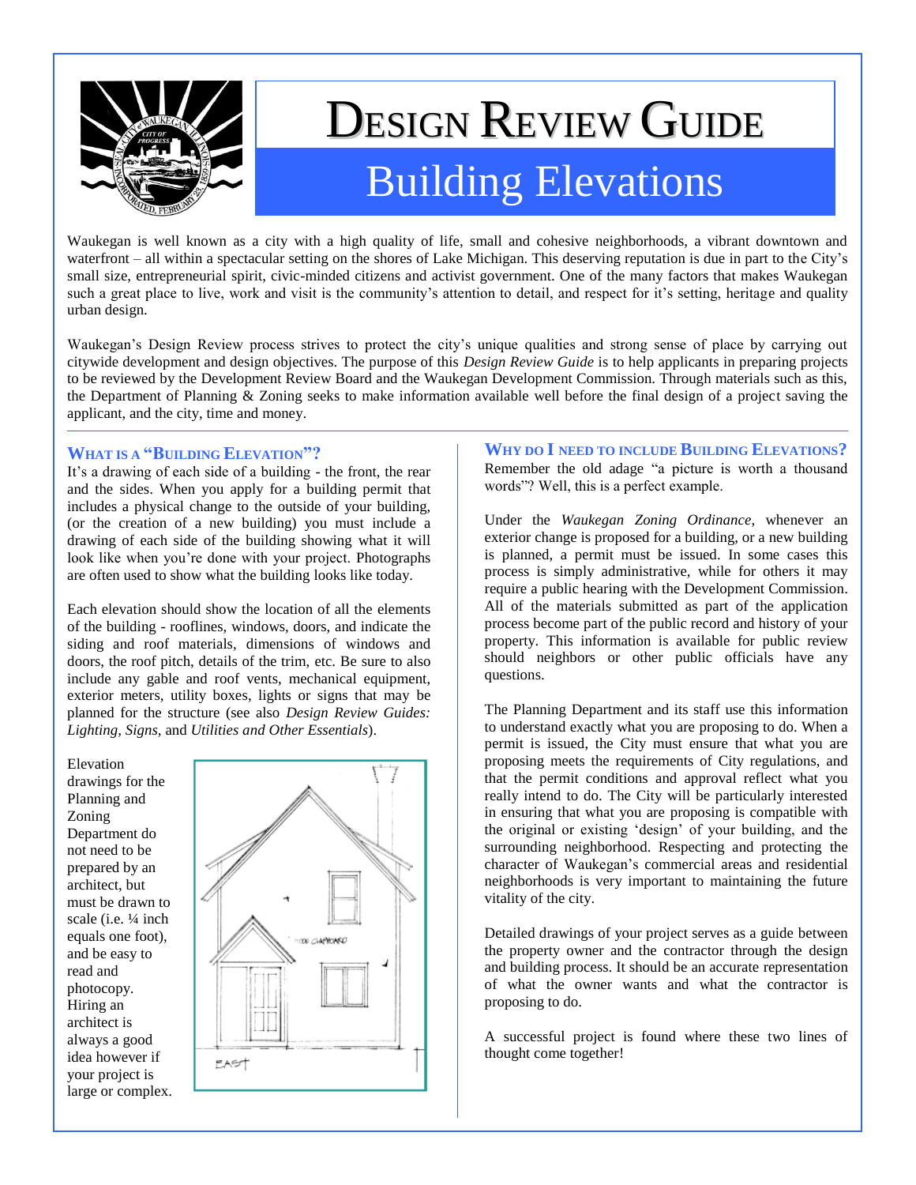# Design Review Guide

## Building Elevations

Waukegan is well known as a city with a high quality of life, small and cohesive neighborhoods, a vibrant downtown and waterfront – all within a spectacular setting on the shores of Lake Michigan. This deserving reputation is due in part to the City's small size, entrepreneurial spirit, civic-minded citizens and activist government. One of the many factors that makes Waukegan such a great place to live, work and visit is the community's attention to detail, and respect for it's setting, heritage and quality urban design.

Waukegan's Design Review process strives to protect the city's unique qualities and strong sense of place by carrying out citywide development and design objectives. The purpose of this *Design Review Guide* is to help applicants in preparing projects to be reviewed by the Development Review Board and the Waukegan Development Commission. Through materials such as this, the Department of Planning & Zoning seeks to make information available well before the final design of a project saving the applicant, and the city, time and money.

### What is a "Building Elevation"?

It's a drawing of each side of a building - the front, the rear and the sides. When you apply for a building permit that includes a physical change to the outside of your building, (or the creation of a new building) you must include a drawing of each side of the building showing what it will look like when you're done with your project. Photographs are often used to show what the building looks like today.

Each elevation should show the location of all the elements of the building - rooflines, windows, doors, and indicate the siding and roof materials, dimensions of windows and doors, the roof pitch, details of the trim, etc. Be sure to also include any gable and roof vents, mechanical equipment, exterior meters, utility boxes, lights or signs that may be planned for the structure (see also *Design Review Guides: Lighting, Signs,* and *Utilities and Other Essentials*).

Elevation drawings for the Planning and Zoning Department do not need to be prepared by an architect, but must be drawn to scale (i.e. ¼ inch equals one foot), and be easy to read and photocopy. Hiring an architect is always a good idea however if your project is large or complex.

### Why do I need to include Building Elevations?

Remember the old adage "a picture is worth a thousand words"? Well, this is a perfect example.

Under the *Waukegan Zoning Ordinance*, whenever an exterior change is proposed for a building, or a new building is planned, a permit must be issued. In some cases this process is simply administrative, while for others it may require a public hearing with the Development Commission. All of the materials submitted as part of the application process become part of the public record and history of your property. This information is available for public review should neighbors or other public officials have any questions.

The Planning Department and its staff use this information to understand exactly what you are proposing to do. When a permit is issued, the City must ensure that what you are proposing meets the requirements of City regulations, and that the permit conditions and approval reflect what you really intend to do. The City will be particularly interested in ensuring that what you are proposing is compatible with the original or existing 'design' of your building, and the surrounding neighborhood. Respecting and protecting the character of Waukegan's commercial areas and residential neighborhoods is very important to maintaining the future vitality of the city.

Detailed drawings of your project serves as a guide between the property owner and the contractor through the design and building process. It should be an accurate representation of what the owner wants and what the contractor is proposing to do.

A successful project is found where these two lines of thought come together!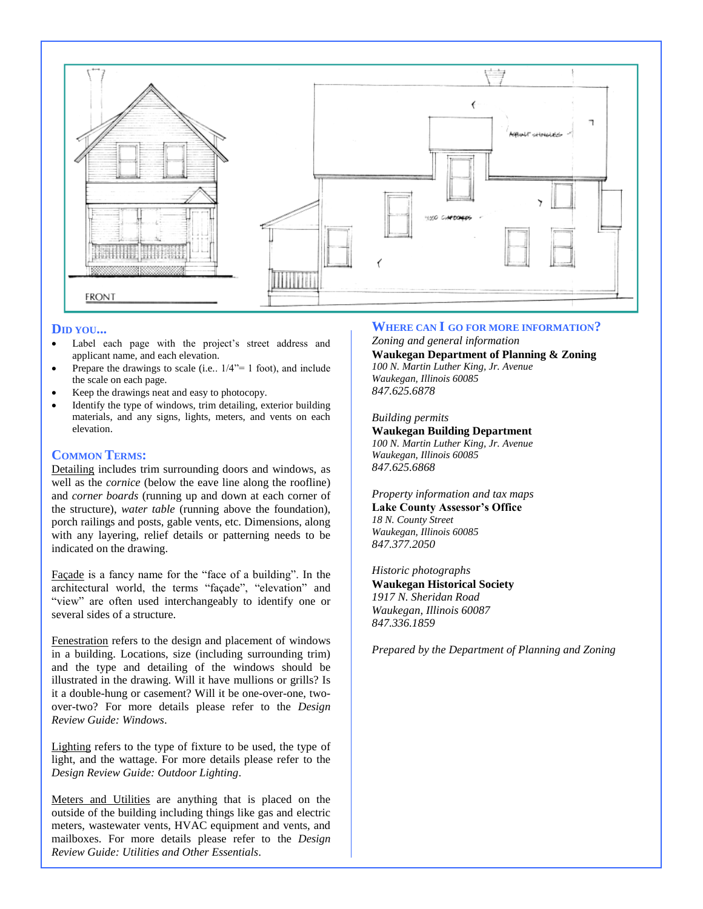FRONT

## DID YOU...

- Label each page with the project's street address and applicant name, and each elevation.
- Prepare the drawings to scale (i.e.. 1/4"= 1 foot), and include the scale on each page.
- Keep the drawings neat and easy to photocopy.
- Identify the type of windows, trim detailing, exterior building materials, and any signs, lights, meters, and vents on each elevation.

## COMMON TERMS:

Detailing includes trim surrounding doors and windows, as well as the *cornice* (below the eave line along the roofline) and *corner boards* (running up and down at each corner of the structure), *water table* (running above the foundation), porch railings and posts, gable vents, etc. Dimensions, along with any layering, relief details or patterning needs to be indicated on the drawing.

Façade is a fancy name for the "face of a building". In the architectural world, the terms "façade", "elevation" and "view" are often used interchangeably to identify one or several sides of a structure.

Fenestration refers to the design and placement of windows in a building. Locations, size (including surrounding trim) and the type and detailing of the windows should be illustrated in the drawing. Will it have mullions or grills? Is it a double-hung or casement? Will it be one-over-one, two-over-two? For more details please refer to the *Design Review Guide: Windows*.

Lighting refers to the type of fixture to be used, the type of light, and the wattage. For more details please refer to the *Design Review Guide: Outdoor Lighting*.

Meters and Utilities are anything that is placed on the outside of the building including things like gas and electric meters, wastewater vents, HVAC equipment and vents, and mailboxes. For more details please refer to the *Design Review Guide: Utilities and Other Essentials*.

## WHERE CAN I GO FOR MORE INFORMATION?

*Zoning and general information*
**Waukegan Department of Planning & Zoning**
*100 N. Martin Luther King, Jr. Avenue*
*Waukegan, Illinois 60085*
*847.625.6878*

*Building permits*
**Waukegan Building Department**
*100 N. Martin Luther King, Jr. Avenue*
*Waukegan, Illinois 60085*
*847.625.6868*

*Property information and tax maps*
**Lake County Assessor's Office**
*18 N. County Street*
*Waukegan, Illinois 60085*
*847.377.2050*

*Historic photographs*
**Waukegan Historical Society**
*1917 N. Sheridan Road*
*Waukegan, Illinois 60087*
*847.336.1859*

*Prepared by the Department of Planning and Zoning*